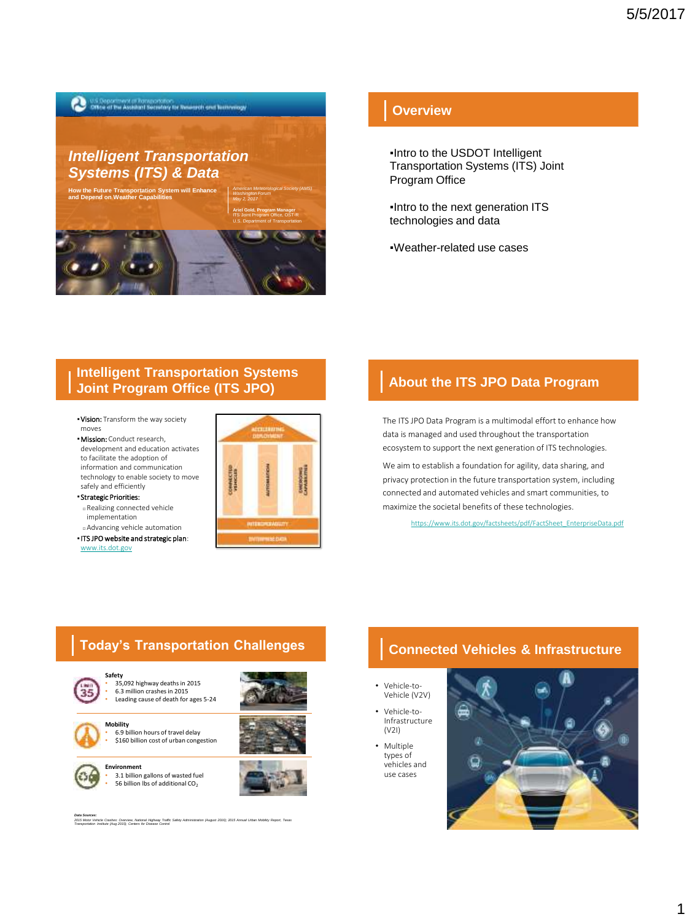## Intelligent Transportation Systems (ITS) & Data

How the Future Transportation System will Enhance and Depend on Weather Capabilities

*American Meteorological Society (AMS) Washington Forum*
*May 2, 2017*

**Ariel Gold, Program Manager**
ITS Joint Program Office, OST-R
U.S. Department of Transportation

## Overview

- Intro to the USDOT Intelligent Transportation Systems (ITS) Joint Program Office
- Intro to the next generation ITS technologies and data
- Weather-related use cases

## Intelligent Transportation Systems Joint Program Office (ITS JPO)

- **Vision:** Transform the way society moves
- **Mission:** Conduct research, development and education activates to facilitate the adoption of information and communication technology to enable society to move safely and efficiently
- **Strategic Priorities:**
  - Realizing connected vehicle implementation
  - Advancing vehicle automation
- **ITS JPO website and strategic plan:** www.its.dot.gov

ACCELERATING DEPLOYMENT | CONNECTED VEHICLES | AUTOMATION | EMERGING CAPABILITIES | INTEROPERABILITY | ENTERPRISE DATA

## About the ITS JPO Data Program

The ITS JPO Data Program is a multimodal effort to enhance how data is managed and used throughout the transportation ecosystem to support the next generation of ITS technologies.

We aim to establish a foundation for agility, data sharing, and privacy protection in the future transportation system, including connected and automated vehicles and smart communities, to maximize the societal benefits of these technologies.

https://www.its.dot.gov/factsheets/pdf/FactSheet_EnterpriseData.pdf

## Today's Transportation Challenges

**Safety**
- 35,092 highway deaths in 2015
- 6.3 million crashes in 2015
- Leading cause of death for ages 5-24

**Mobility**
- 6.9 billion hours of travel delay
- $160 billion cost of urban congestion

**Environment**
- 3.1 billion gallons of wasted fuel
- 56 billion lbs of additional $CO_2$

*Data Sources:*
*2015 Motor Vehicle Crashes: Overview, National Highway Traffic Safety Administration (August 2016); 2015 Annual Urban Mobility Report, Texas Transportation Institute (Aug 2015); Centers for Disease Control*

## Connected Vehicles & Infrastructure

- Vehicle-to-Vehicle (V2V)
- Vehicle-to-Infrastructure (V2I)
- Multiple types of vehicles and use cases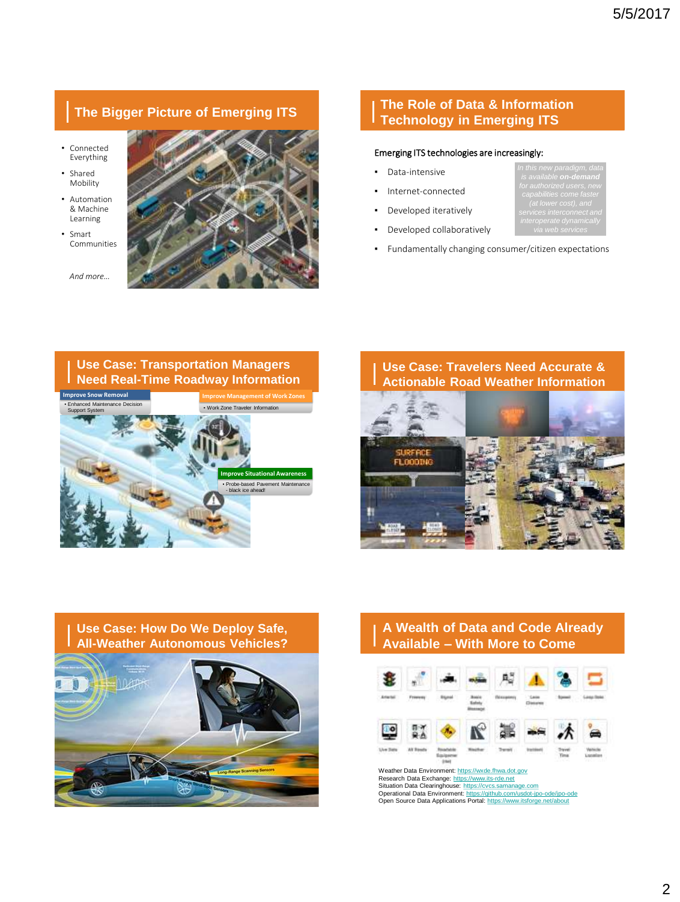## The Bigger Picture of Emerging ITS

- Connected Everything
- Shared Mobility
- Automation & Machine Learning
- Smart Communities

*And more…*

## The Role of Data & Information Technology in Emerging ITS

Emerging ITS technologies are increasingly:

- Data-intensive
- Internet-connected
- Developed iteratively
- Developed collaboratively
- Fundamentally changing consumer/citizen expectations

*In this new paradigm, data is available **on-demand** for authorized users, new capabilities come faster (at lower cost), and services interconnect and interoperate dynamically via web services*

## Use Case: Transportation Managers Need Real-Time Roadway Information

**Improve Snow Removal**
- Enhanced Maintenance Decision Support System

**Improve Management of Work Zones**
- Work Zone Traveler Information

**Improve Situational Awareness**
- Probe-based Pavement Maintenance - black ice ahead!

## Use Case: Travelers Need Accurate & Actionable Road Weather Information

## Use Case: How Do We Deploy Safe, All-Weather Autonomous Vehicles?

## A Wealth of Data and Code Already Available – With More to Come

Arterial, Freeway, Signal, Basic Safety Message, Occupancy, Lane Closures, Speed, Loop Data, Live Data, All Roads, Roadside Equipment (RSE), Weather, Transit, Incident, Travel Time, Vehicle Location

Weather Data Environment: https://wxde.fhwa.dot.gov
Research Data Exchange: https://www.its-rde.net
Situation Data Clearinghouse: https://cvcs.samanage.com
Operational Data Environment: https://github.com/usdot-jpo-ode/jpo-ode
Open Source Data Applications Portal: https://www.itsforge.net/about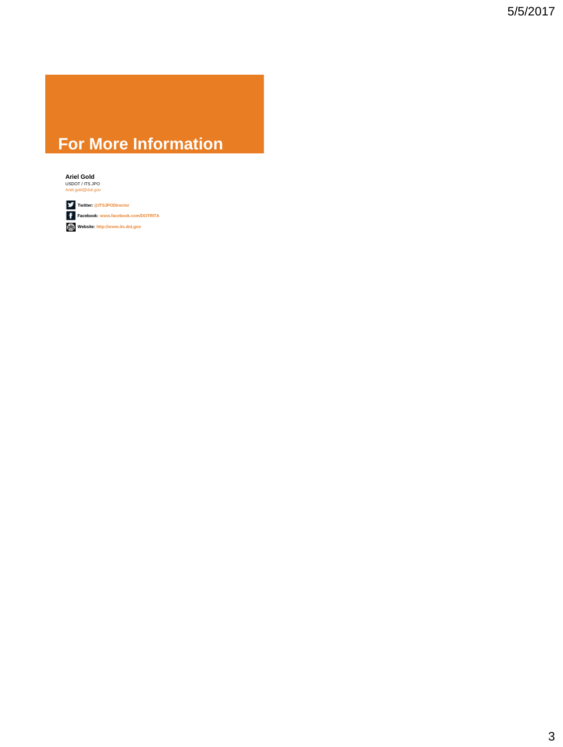# For More Information

**Ariel Gold**
USDOT / ITS JPO
Ariel.gold@dot.gov

**Twitter:** @ITSJPODirector

**Facebook:** www.facebook.com/DOTRITA

**Website:** http://www.its.dot.gov